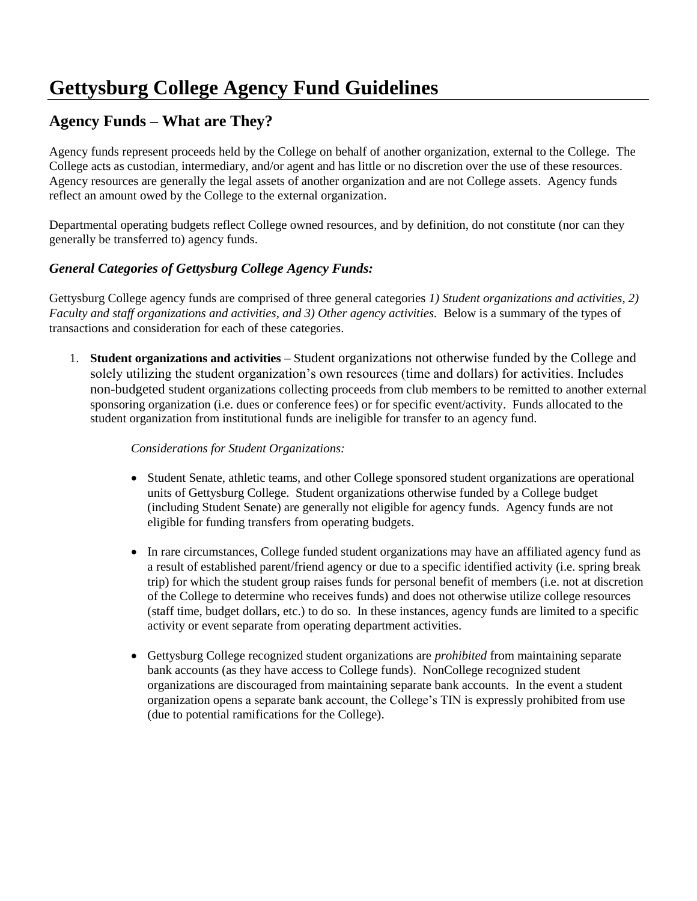# Gettysburg College Agency Fund Guidelines

## Agency Funds – What are They?

Agency funds represent proceeds held by the College on behalf of another organization, external to the College. The College acts as custodian, intermediary, and/or agent and has little or no discretion over the use of these resources. Agency resources are generally the legal assets of another organization and are not College assets. Agency funds reflect an amount owed by the College to the external organization.

Departmental operating budgets reflect College owned resources, and by definition, do not constitute (nor can they generally be transferred to) agency funds.

### *General Categories of Gettysburg College Agency Funds:*

Gettysburg College agency funds are comprised of three general categories *1) Student organizations and activities, 2) Faculty and staff organizations and activities, and 3) Other agency activities.* Below is a summary of the types of transactions and consideration for each of these categories.

1. **Student organizations and activities** – Student organizations not otherwise funded by the College and solely utilizing the student organization's own resources (time and dollars) for activities. Includes non-budgeted student organizations collecting proceeds from club members to be remitted to another external sponsoring organization (i.e. dues or conference fees) or for specific event/activity. Funds allocated to the student organization from institutional funds are ineligible for transfer to an agency fund.

   *Considerations for Student Organizations:*

   - Student Senate, athletic teams, and other College sponsored student organizations are operational units of Gettysburg College. Student organizations otherwise funded by a College budget (including Student Senate) are generally not eligible for agency funds. Agency funds are not eligible for funding transfers from operating budgets.

   - In rare circumstances, College funded student organizations may have an affiliated agency fund as a result of established parent/friend agency or due to a specific identified activity (i.e. spring break trip) for which the student group raises funds for personal benefit of members (i.e. not at discretion of the College to determine who receives funds) and does not otherwise utilize college resources (staff time, budget dollars, etc.) to do so. In these instances, agency funds are limited to a specific activity or event separate from operating department activities.

   - Gettysburg College recognized student organizations are *prohibited* from maintaining separate bank accounts (as they have access to College funds). NonCollege recognized student organizations are discouraged from maintaining separate bank accounts. In the event a student organization opens a separate bank account, the College's TIN is expressly prohibited from use (due to potential ramifications for the College).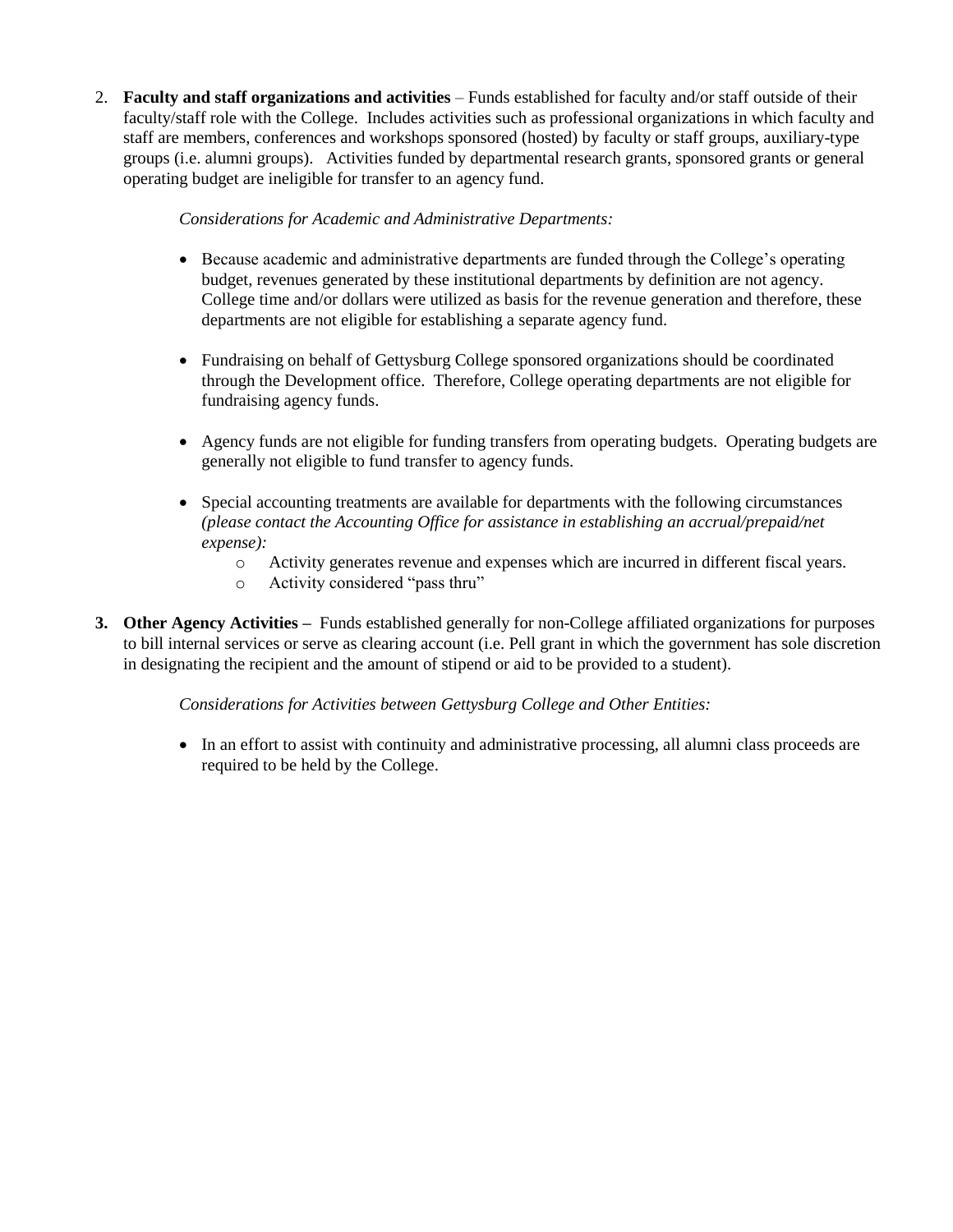2. **Faculty and staff organizations and activities** – Funds established for faculty and/or staff outside of their faculty/staff role with the College. Includes activities such as professional organizations in which faculty and staff are members, conferences and workshops sponsored (hosted) by faculty or staff groups, auxiliary-type groups (i.e. alumni groups). Activities funded by departmental research grants, sponsored grants or general operating budget are ineligible for transfer to an agency fund.

   *Considerations for Academic and Administrative Departments:*

   - Because academic and administrative departments are funded through the College's operating budget, revenues generated by these institutional departments by definition are not agency. College time and/or dollars were utilized as basis for the revenue generation and therefore, these departments are not eligible for establishing a separate agency fund.

   - Fundraising on behalf of Gettysburg College sponsored organizations should be coordinated through the Development office. Therefore, College operating departments are not eligible for fundraising agency funds.

   - Agency funds are not eligible for funding transfers from operating budgets. Operating budgets are generally not eligible to fund transfer to agency funds.

   - Special accounting treatments are available for departments with the following circumstances *(please contact the Accounting Office for assistance in establishing an accrual/prepaid/net expense):*
     - Activity generates revenue and expenses which are incurred in different fiscal years.
     - Activity considered "pass thru"

3. **Other Agency Activities –** Funds established generally for non-College affiliated organizations for purposes to bill internal services or serve as clearing account (i.e. Pell grant in which the government has sole discretion in designating the recipient and the amount of stipend or aid to be provided to a student).

   *Considerations for Activities between Gettysburg College and Other Entities:*

   - In an effort to assist with continuity and administrative processing, all alumni class proceeds are required to be held by the College.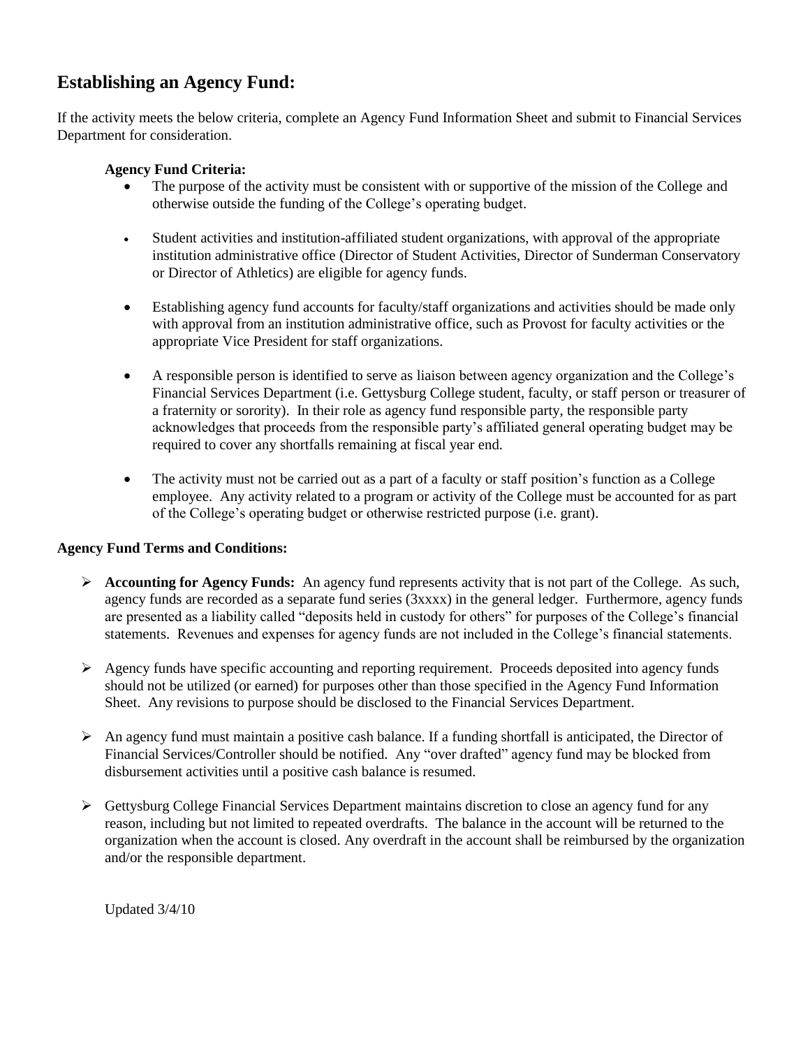## Establishing an Agency Fund:

If the activity meets the below criteria, complete an Agency Fund Information Sheet and submit to Financial Services Department for consideration.

**Agency Fund Criteria:**

- The purpose of the activity must be consistent with or supportive of the mission of the College and otherwise outside the funding of the College's operating budget.
- Student activities and institution-affiliated student organizations, with approval of the appropriate institution administrative office (Director of Student Activities, Director of Sunderman Conservatory or Director of Athletics) are eligible for agency funds.
- Establishing agency fund accounts for faculty/staff organizations and activities should be made only with approval from an institution administrative office, such as Provost for faculty activities or the appropriate Vice President for staff organizations.
- A responsible person is identified to serve as liaison between agency organization and the College's Financial Services Department (i.e. Gettysburg College student, faculty, or staff person or treasurer of a fraternity or sorority). In their role as agency fund responsible party, the responsible party acknowledges that proceeds from the responsible party's affiliated general operating budget may be required to cover any shortfalls remaining at fiscal year end.
- The activity must not be carried out as a part of a faculty or staff position's function as a College employee. Any activity related to a program or activity of the College must be accounted for as part of the College's operating budget or otherwise restricted purpose (i.e. grant).

**Agency Fund Terms and Conditions:**

- **Accounting for Agency Funds:** An agency fund represents activity that is not part of the College. As such, agency funds are recorded as a separate fund series (3xxxx) in the general ledger. Furthermore, agency funds are presented as a liability called "deposits held in custody for others" for purposes of the College's financial statements. Revenues and expenses for agency funds are not included in the College's financial statements.
- Agency funds have specific accounting and reporting requirement. Proceeds deposited into agency funds should not be utilized (or earned) for purposes other than those specified in the Agency Fund Information Sheet. Any revisions to purpose should be disclosed to the Financial Services Department.
- An agency fund must maintain a positive cash balance. If a funding shortfall is anticipated, the Director of Financial Services/Controller should be notified. Any "over drafted" agency fund may be blocked from disbursement activities until a positive cash balance is resumed.
- Gettysburg College Financial Services Department maintains discretion to close an agency fund for any reason, including but not limited to repeated overdrafts. The balance in the account will be returned to the organization when the account is closed. Any overdraft in the account shall be reimbursed by the organization and/or the responsible department.

Updated 3/4/10